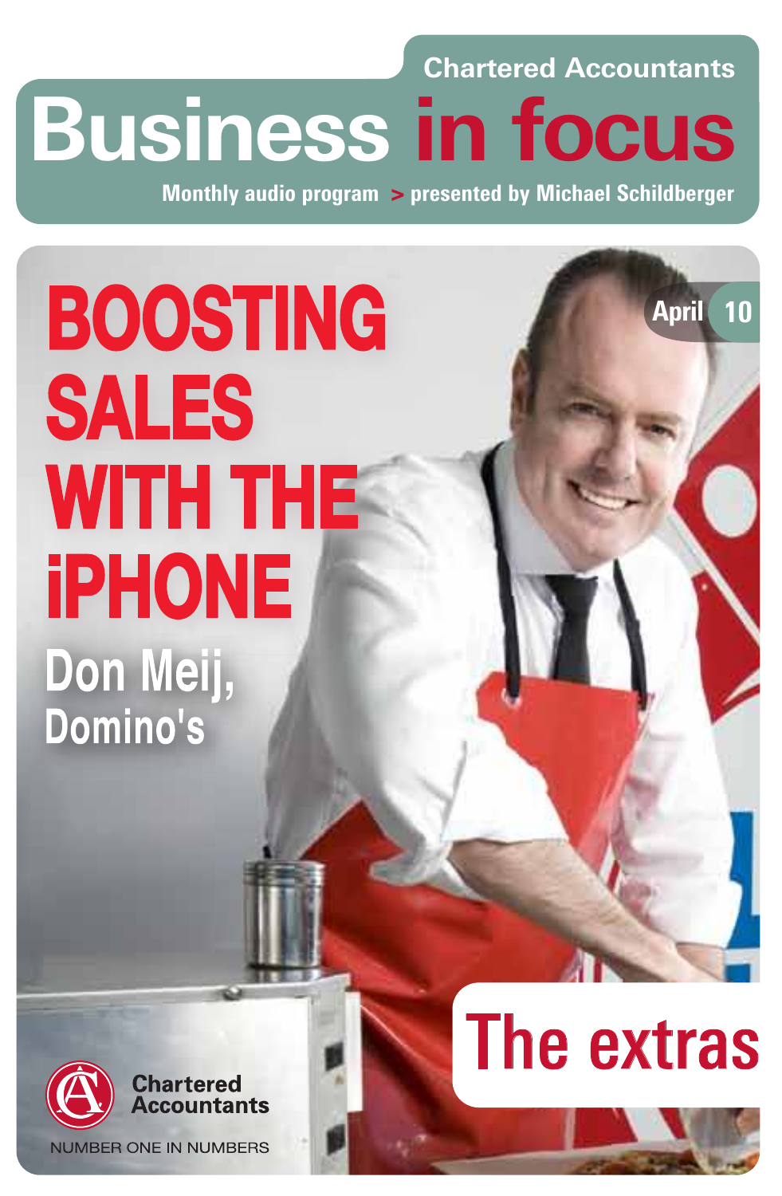Chartered Accountants

# Business in focus

**Monthly audio program > presented by Michael Schildberger**

April 10

# BOOSTING SALES WITH THE iPHONE

## Don Meij, Domino's

# The extras

Chartered Accountants

NUMBER ONE IN NUMBERS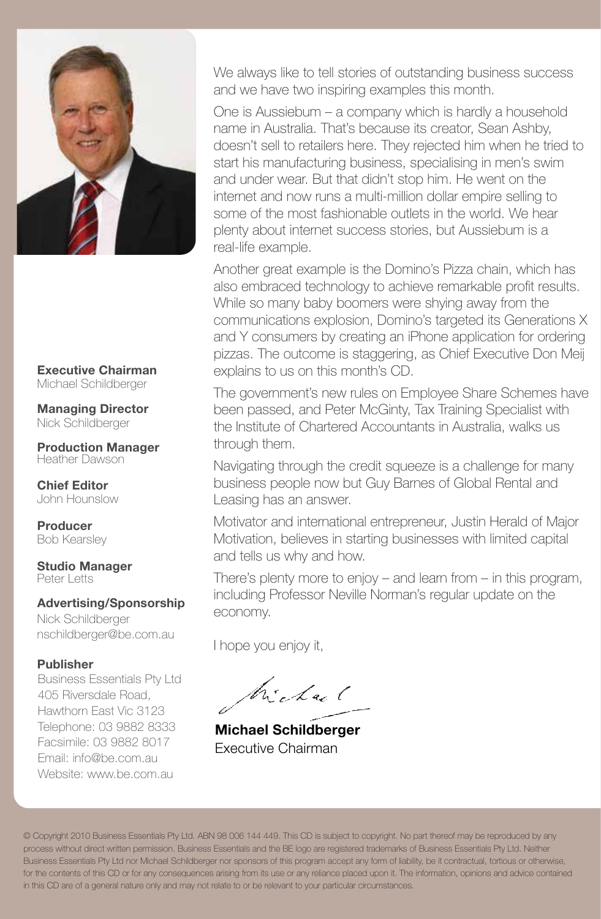We always like to tell stories of outstanding business success and we have two inspiring examples this month.

One is Aussiebum – a company which is hardly a household name in Australia. That's because its creator, Sean Ashby, doesn't sell to retailers here. They rejected him when he tried to start his manufacturing business, specialising in men's swim and under wear. But that didn't stop him. He went on the internet and now runs a multi-million dollar empire selling to some of the most fashionable outlets in the world. We hear plenty about internet success stories, but Aussiebum is a real-life example.

Another great example is the Domino's Pizza chain, which has also embraced technology to achieve remarkable profit results. While so many baby boomers were shying away from the communications explosion, Domino's targeted its Generations X and Y consumers by creating an iPhone application for ordering pizzas. The outcome is staggering, as Chief Executive Don Meij explains to us on this month's CD.

The government's new rules on Employee Share Schemes have been passed, and Peter McGinty, Tax Training Specialist with the Institute of Chartered Accountants in Australia, walks us through them.

Navigating through the credit squeeze is a challenge for many business people now but Guy Barnes of Global Rental and Leasing has an answer.

Motivator and international entrepreneur, Justin Herald of Major Motivation, believes in starting businesses with limited capital and tells us why and how.

There's plenty more to enjoy – and learn from – in this program, including Professor Neville Norman's regular update on the economy.

I hope you enjoy it,

Michael

**Michael Schildberger**
Executive Chairman

**Executive Chairman**
Michael Schildberger

**Managing Director**
Nick Schildberger

**Production Manager**
Heather Dawson

**Chief Editor**
John Hounslow

**Producer**
Bob Kearsley

**Studio Manager**
Peter Letts

**Advertising/Sponsorship**
Nick Schildberger
nschildberger@be.com.au

**Publisher**
Business Essentials Pty Ltd
405 Riversdale Road,
Hawthorn East Vic 3123
Telephone: 03 9882 8333
Facsimile: 03 9882 8017
Email: info@be.com.au
Website: www.be.com.au

© Copyright 2010 Business Essentials Pty Ltd. ABN 98 006 144 449. This CD is subject to copyright. No part thereof may be reproduced by any process without direct written permission. Business Essentials and the BE logo are registered trademarks of Business Essentials Pty Ltd. Neither Business Essentials Pty Ltd nor Michael Schildberger nor sponsors of this program accept any form of liability, be it contractual, tortious or otherwise, for the contents of this CD or for any consequences arising from its use or any reliance placed upon it. The information, opinions and advice contained in this CD are of a general nature only and may not relate to or be relevant to your particular circumstances.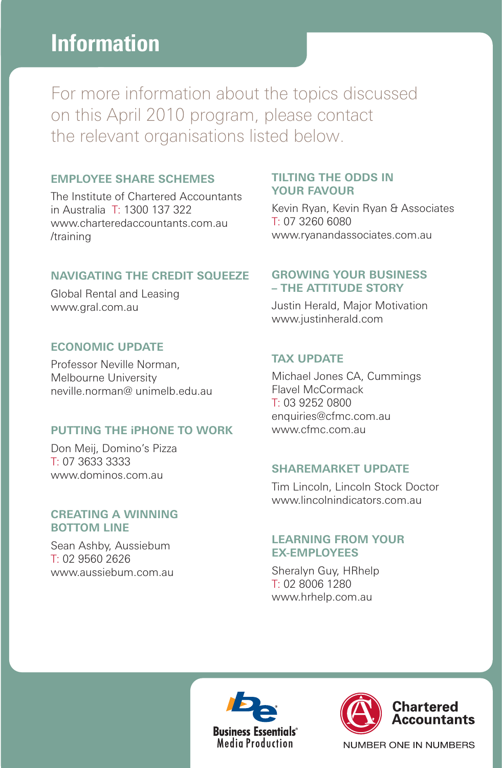# Information

For more information about the topics discussed on this April 2010 program, please contact the relevant organisations listed below.

### EMPLOYEE SHARE SCHEMES

The Institute of Chartered Accountants in Australia T: 1300 137 322
www.charteredaccountants.com.au/training

### NAVIGATING THE CREDIT SQUEEZE

Global Rental and Leasing
www.gral.com.au

### ECONOMIC UPDATE

Professor Neville Norman,
Melbourne University
neville.norman@ unimelb.edu.au

### PUTTING THE iPHONE TO WORK

Don Meij, Domino's Pizza
T: 07 3633 3333
www.dominos.com.au

### CREATING A WINNING BOTTOM LINE

Sean Ashby, Aussiebum
T: 02 9560 2626
www.aussiebum.com.au

### TILTING THE ODDS IN YOUR FAVOUR

Kevin Ryan, Kevin Ryan & Associates
T: 07 3260 6080
www.ryanandassociates.com.au

### GROWING YOUR BUSINESS – THE ATTITUDE STORY

Justin Herald, Major Motivation
www.justinherald.com

### TAX UPDATE

Michael Jones CA, Cummings Flavel McCormack
T: 03 9252 0800
enquiries@cfmc.com.au
www.cfmc.com.au

### SHAREMARKET UPDATE

Tim Lincoln, Lincoln Stock Doctor
www.lincolnindicators.com.au

### LEARNING FROM YOUR EX-EMPLOYEES

Sheralyn Guy, HRhelp
T: 02 8006 1280
www.hrhelp.com.au

Business Essentials® Media Production

Chartered Accountants
NUMBER ONE IN NUMBERS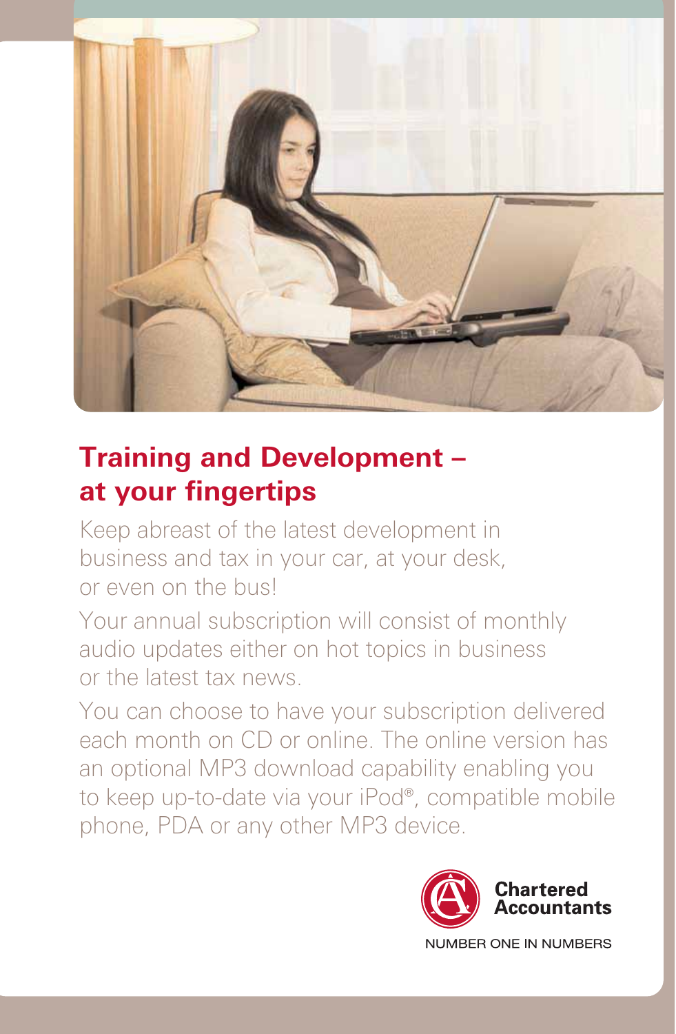## Training and Development – at your fingertips

Keep abreast of the latest development in business and tax in your car, at your desk, or even on the bus!

Your annual subscription will consist of monthly audio updates either on hot topics in business or the latest tax news.

You can choose to have your subscription delivered each month on CD or online. The online version has an optional MP3 download capability enabling you to keep up-to-date via your iPod®, compatible mobile phone, PDA or any other MP3 device.

**Chartered Accountants**

NUMBER ONE IN NUMBERS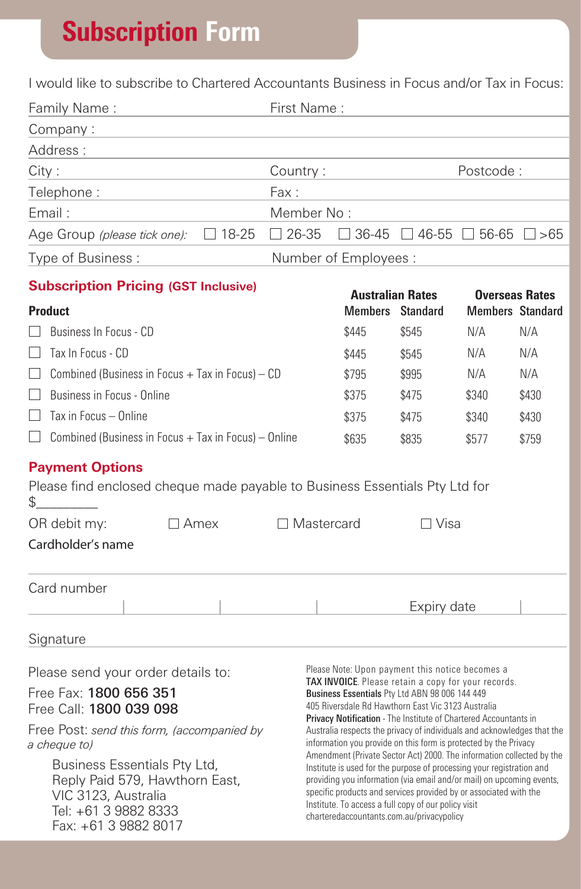# Subscription Form

I would like to subscribe to Chartered Accountants Business in Focus and/or Tax in Focus:

Family Name : First Name :

Company :

Address :

City : Country : Postcode :

Telephone : Fax :

Email : Member No :

Age Group *(please tick one)*: ☐ 18-25 ☐ 26-35 ☐ 36-45 ☐ 46-55 ☐ 56-65 ☐ >65

Type of Business : Number of Employees :

## Subscription Pricing (GST Inclusive)

| Product | Australian Rates | | Overseas Rates | |
|---|---|---|---|---|
| | Members | Standard | Members | Standard |
| ☐ Business In Focus - CD | $445 | $545 | N/A | N/A |
| ☐ Tax In Focus - CD | $445 | $545 | N/A | N/A |
| ☐ Combined (Business in Focus + Tax in Focus) – CD | $795 | $995 | N/A | N/A |
| ☐ Business in Focus - Online | $375 | $475 | $340 | $430 |
| ☐ Tax in Focus – Online | $375 | $475 | $340 | $430 |
| ☐ Combined (Business in Focus + Tax in Focus) – Online | $635 | $835 | $577 | $759 |

## Payment Options

Please find enclosed cheque made payable to Business Essentials Pty Ltd for $_________

OR debit my: ☐ Amex ☐ Mastercard ☐ Visa

Cardholder's name

Card number

Expiry date

Signature

Please send your order details to:

Free Fax: **1800 656 351**
Free Call: **1800 039 098**

Free Post: *send this form, (accompanied by a cheque to)*

Business Essentials Pty Ltd,
Reply Paid 579, Hawthorn East,
VIC 3123, Australia
Tel: +61 3 9882 8333
Fax: +61 3 9882 8017

Please Note: Upon payment this notice becomes a **TAX INVOICE**. Please retain a copy for your records.
**Business Essentials** Pty Ltd ABN 98 006 144 449
405 Riversdale Rd Hawthorn East Vic 3123 Australia

**Privacy Notification** - The Institute of Chartered Accountants in Australia respects the privacy of individuals and acknowledges that the information you provide on this form is protected by the Privacy Amendment (Private Sector Act) 2000. The information collected by the Institute is used for the purpose of processing your registration and providing you information (via email and/or mail) on upcoming events, specific products and services provided by or associated with the Institute. To access a full copy of our policy visit charteredaccountants.com.au/privacypolicy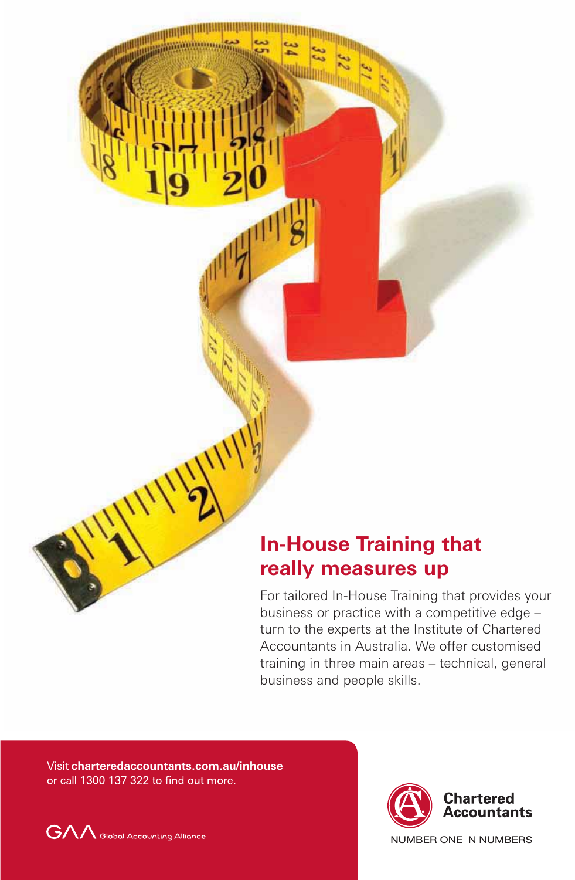## In-House Training that really measures up

For tailored In-House Training that provides your business or practice with a competitive edge – turn to the experts at the Institute of Chartered Accountants in Australia. We offer customised training in three main areas – technical, general business and people skills.

Visit **charteredaccountants.com.au/inhouse** or call 1300 137 322 to find out more.

GAA Global Accounting Alliance

**Chartered Accountants**

NUMBER ONE IN NUMBERS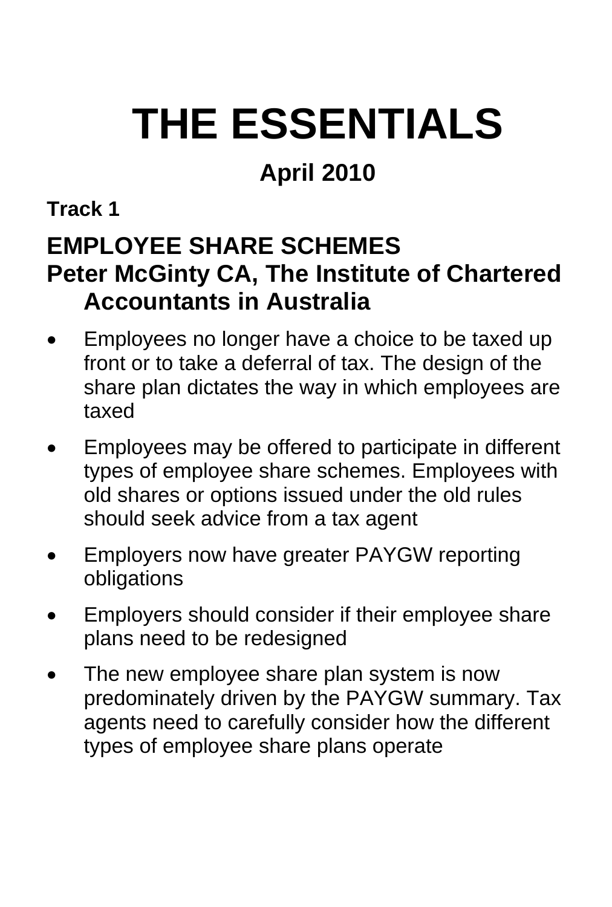# THE ESSENTIALS

**April 2010**

**Track 1**

## EMPLOYEE SHARE SCHEMES
## Peter McGinty CA, The Institute of Chartered Accountants in Australia

- Employees no longer have a choice to be taxed up front or to take a deferral of tax. The design of the share plan dictates the way in which employees are taxed
- Employees may be offered to participate in different types of employee share schemes. Employees with old shares or options issued under the old rules should seek advice from a tax agent
- Employers now have greater PAYGW reporting obligations
- Employers should consider if their employee share plans need to be redesigned
- The new employee share plan system is now predominately driven by the PAYGW summary. Tax agents need to carefully consider how the different types of employee share plans operate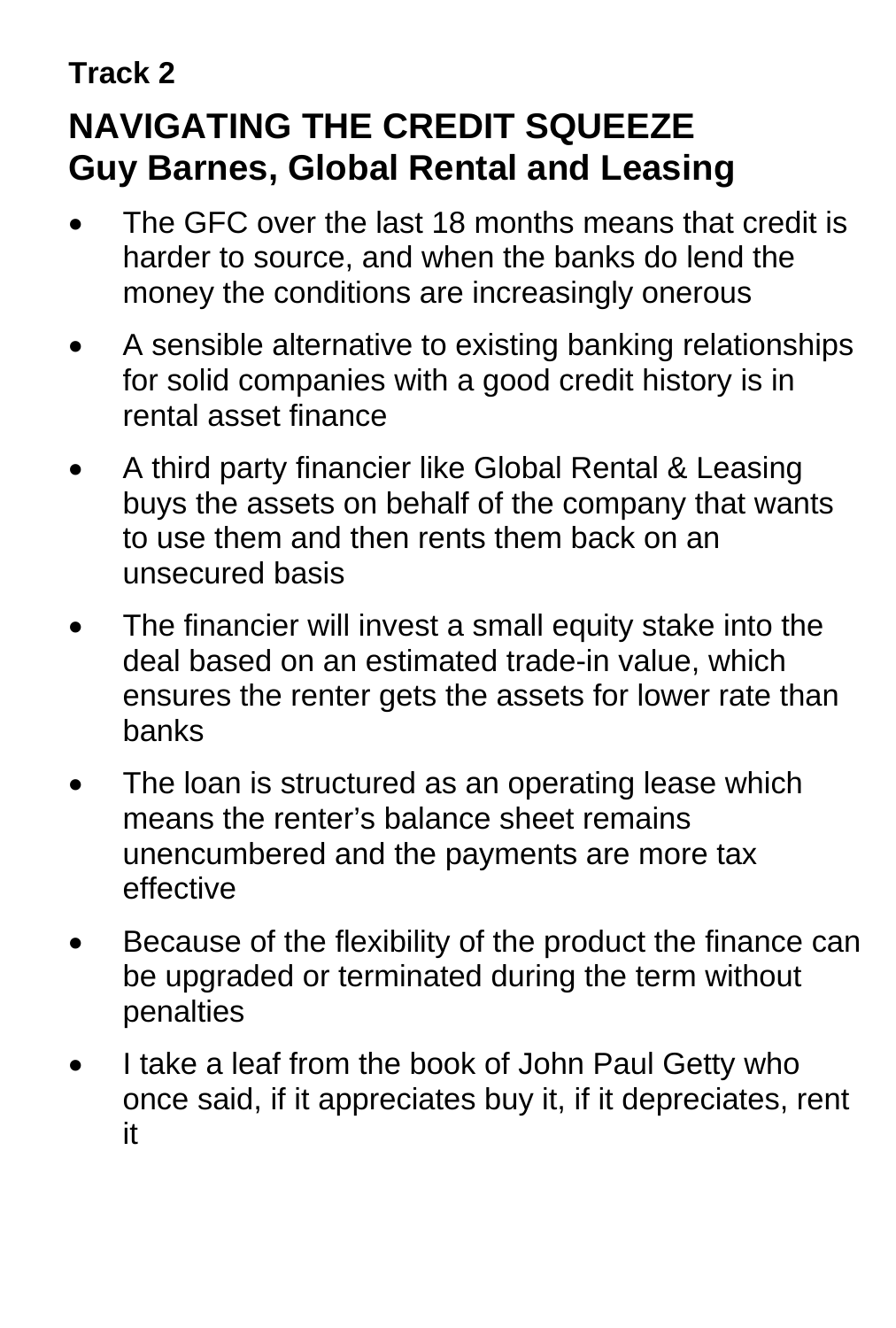**Track 2**

## NAVIGATING THE CREDIT SQUEEZE
## Guy Barnes, Global Rental and Leasing

- The GFC over the last 18 months means that credit is harder to source, and when the banks do lend the money the conditions are increasingly onerous
- A sensible alternative to existing banking relationships for solid companies with a good credit history is in rental asset finance
- A third party financier like Global Rental & Leasing buys the assets on behalf of the company that wants to use them and then rents them back on an unsecured basis
- The financier will invest a small equity stake into the deal based on an estimated trade-in value, which ensures the renter gets the assets for lower rate than banks
- The loan is structured as an operating lease which means the renter's balance sheet remains unencumbered and the payments are more tax effective
- Because of the flexibility of the product the finance can be upgraded or terminated during the term without penalties
- I take a leaf from the book of John Paul Getty who once said, if it appreciates buy it, if it depreciates, rent it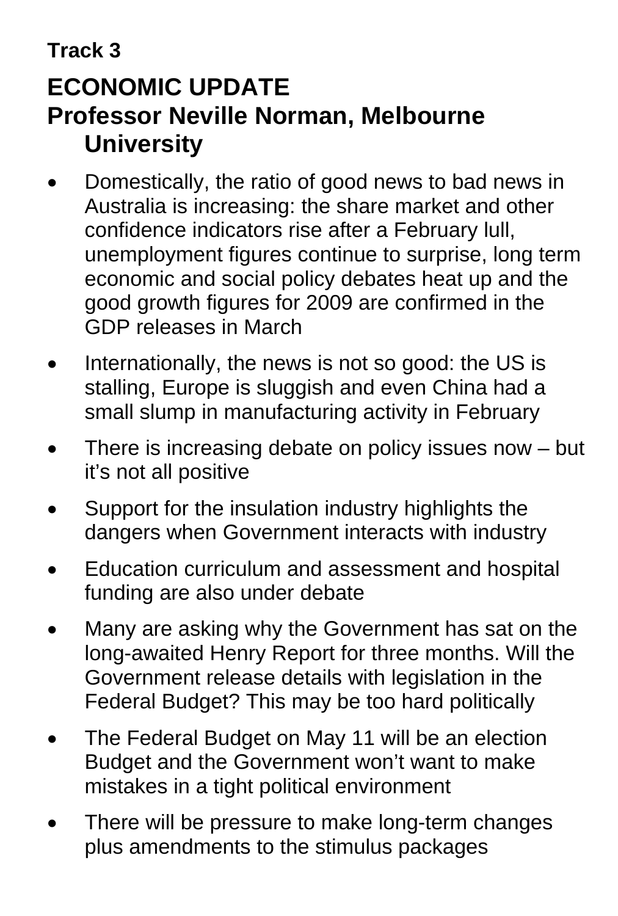**Track 3**

## ECONOMIC UPDATE
## Professor Neville Norman, Melbourne University

- Domestically, the ratio of good news to bad news in Australia is increasing: the share market and other confidence indicators rise after a February lull, unemployment figures continue to surprise, long term economic and social policy debates heat up and the good growth figures for 2009 are confirmed in the GDP releases in March
- Internationally, the news is not so good: the US is stalling, Europe is sluggish and even China had a small slump in manufacturing activity in February
- There is increasing debate on policy issues now – but it's not all positive
- Support for the insulation industry highlights the dangers when Government interacts with industry
- Education curriculum and assessment and hospital funding are also under debate
- Many are asking why the Government has sat on the long-awaited Henry Report for three months. Will the Government release details with legislation in the Federal Budget? This may be too hard politically
- The Federal Budget on May 11 will be an election Budget and the Government won't want to make mistakes in a tight political environment
- There will be pressure to make long-term changes plus amendments to the stimulus packages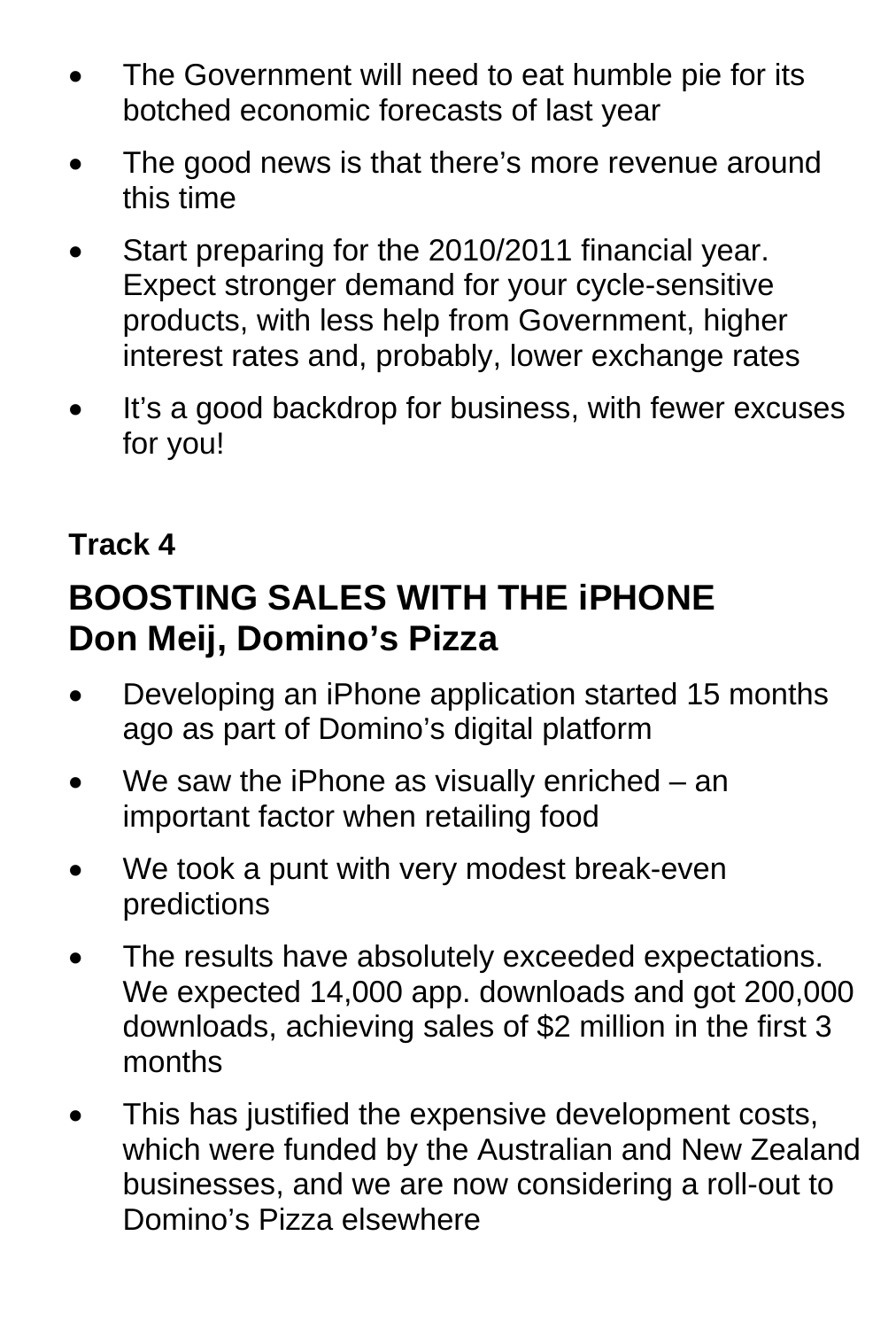- The Government will need to eat humble pie for its botched economic forecasts of last year
- The good news is that there's more revenue around this time
- Start preparing for the 2010/2011 financial year. Expect stronger demand for your cycle-sensitive products, with less help from Government, higher interest rates and, probably, lower exchange rates
- It's a good backdrop for business, with fewer excuses for you!

**Track 4**

## BOOSTING SALES WITH THE iPHONE
## Don Meij, Domino's Pizza

- Developing an iPhone application started 15 months ago as part of Domino's digital platform
- We saw the iPhone as visually enriched – an important factor when retailing food
- We took a punt with very modest break-even predictions
- The results have absolutely exceeded expectations. We expected 14,000 app. downloads and got 200,000 downloads, achieving sales of $2 million in the first 3 months
- This has justified the expensive development costs, which were funded by the Australian and New Zealand businesses, and we are now considering a roll-out to Domino's Pizza elsewhere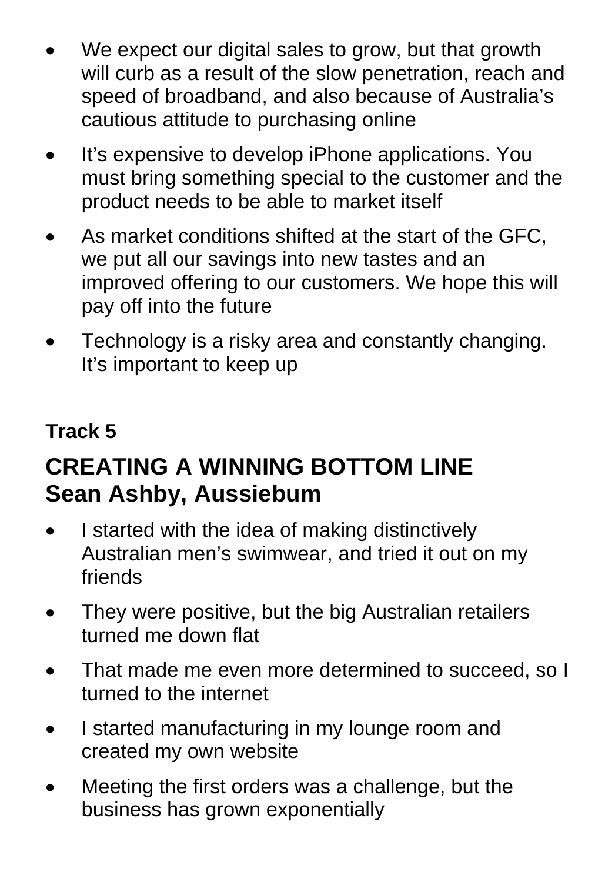- We expect our digital sales to grow, but that growth will curb as a result of the slow penetration, reach and speed of broadband, and also because of Australia's cautious attitude to purchasing online
- It's expensive to develop iPhone applications. You must bring something special to the customer and the product needs to be able to market itself
- As market conditions shifted at the start of the GFC, we put all our savings into new tastes and an improved offering to our customers. We hope this will pay off into the future
- Technology is a risky area and constantly changing. It's important to keep up

**Track 5**

## CREATING A WINNING BOTTOM LINE
## Sean Ashby, Aussiebum

- I started with the idea of making distinctively Australian men's swimwear, and tried it out on my friends
- They were positive, but the big Australian retailers turned me down flat
- That made me even more determined to succeed, so I turned to the internet
- I started manufacturing in my lounge room and created my own website
- Meeting the first orders was a challenge, but the business has grown exponentially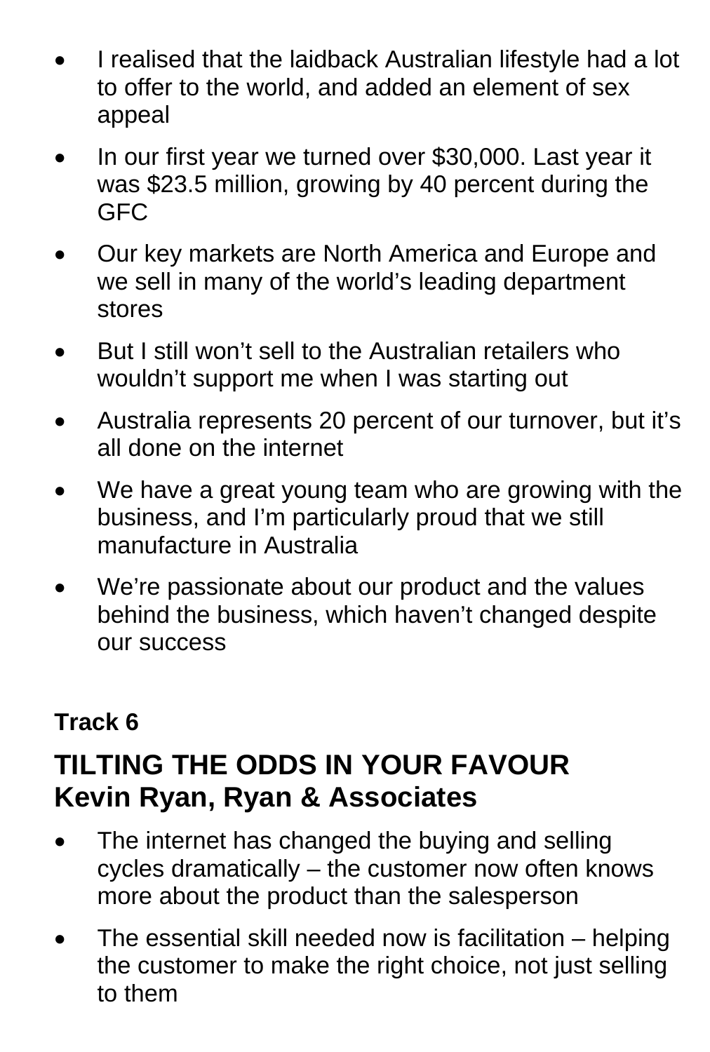- I realised that the laidback Australian lifestyle had a lot to offer to the world, and added an element of sex appeal
- In our first year we turned over $30,000. Last year it was $23.5 million, growing by 40 percent during the GFC
- Our key markets are North America and Europe and we sell in many of the world's leading department stores
- But I still won't sell to the Australian retailers who wouldn't support me when I was starting out
- Australia represents 20 percent of our turnover, but it's all done on the internet
- We have a great young team who are growing with the business, and I'm particularly proud that we still manufacture in Australia
- We're passionate about our product and the values behind the business, which haven't changed despite our success

**Track 6**

## TILTING THE ODDS IN YOUR FAVOUR
## Kevin Ryan, Ryan & Associates

- The internet has changed the buying and selling cycles dramatically – the customer now often knows more about the product than the salesperson
- The essential skill needed now is facilitation – helping the customer to make the right choice, not just selling to them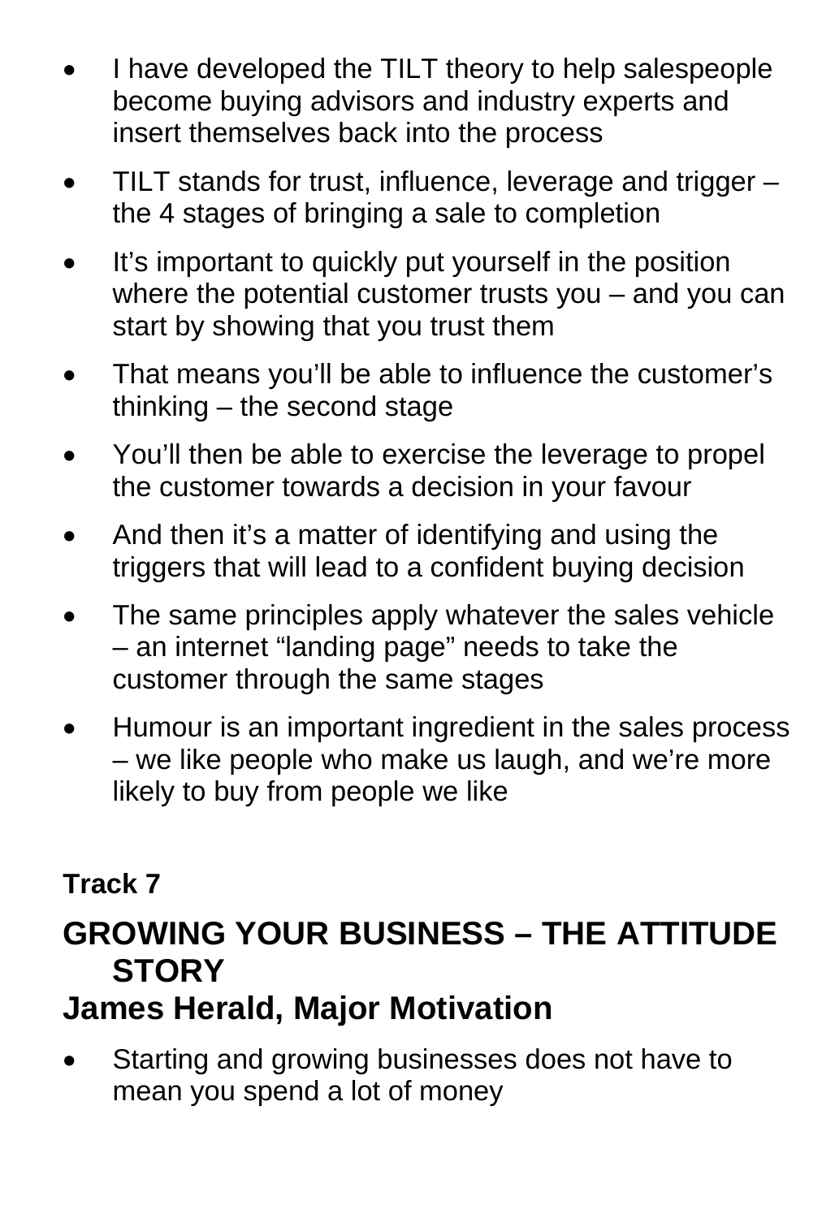- I have developed the TILT theory to help salespeople become buying advisors and industry experts and insert themselves back into the process
- TILT stands for trust, influence, leverage and trigger – the 4 stages of bringing a sale to completion
- It's important to quickly put yourself in the position where the potential customer trusts you – and you can start by showing that you trust them
- That means you'll be able to influence the customer's thinking – the second stage
- You'll then be able to exercise the leverage to propel the customer towards a decision in your favour
- And then it's a matter of identifying and using the triggers that will lead to a confident buying decision
- The same principles apply whatever the sales vehicle – an internet "landing page" needs to take the customer through the same stages
- Humour is an important ingredient in the sales process – we like people who make us laugh, and we're more likely to buy from people we like

**Track 7**

## GROWING YOUR BUSINESS – THE ATTITUDE STORY
## James Herald, Major Motivation

- Starting and growing businesses does not have to mean you spend a lot of money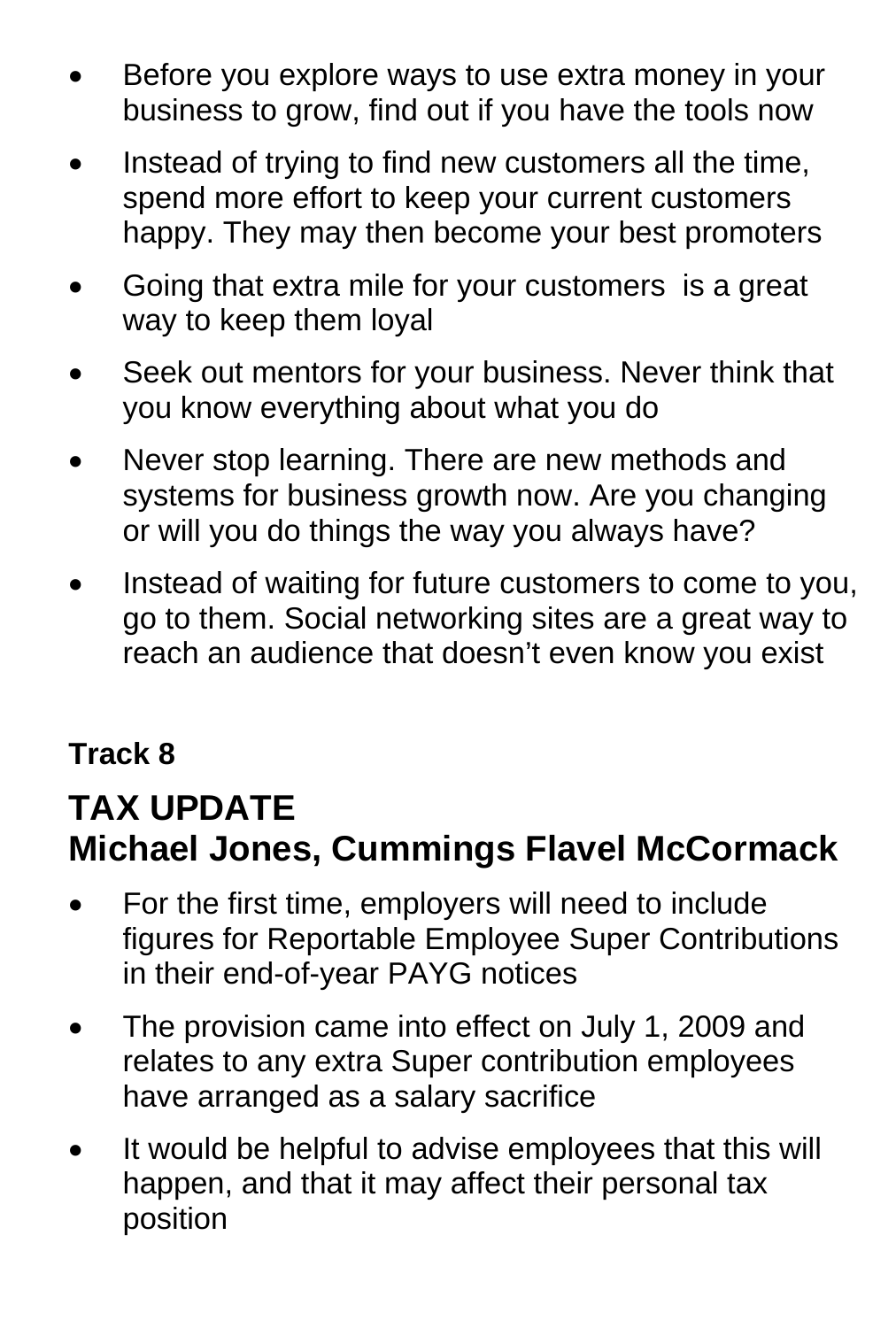- Before you explore ways to use extra money in your business to grow, find out if you have the tools now
- Instead of trying to find new customers all the time, spend more effort to keep your current customers happy. They may then become your best promoters
- Going that extra mile for your customers is a great way to keep them loyal
- Seek out mentors for your business. Never think that you know everything about what you do
- Never stop learning. There are new methods and systems for business growth now. Are you changing or will you do things the way you always have?
- Instead of waiting for future customers to come to you, go to them. Social networking sites are a great way to reach an audience that doesn't even know you exist

**Track 8**

## TAX UPDATE
## Michael Jones, Cummings Flavel McCormack

- For the first time, employers will need to include figures for Reportable Employee Super Contributions in their end-of-year PAYG notices
- The provision came into effect on July 1, 2009 and relates to any extra Super contribution employees have arranged as a salary sacrifice
- It would be helpful to advise employees that this will happen, and that it may affect their personal tax position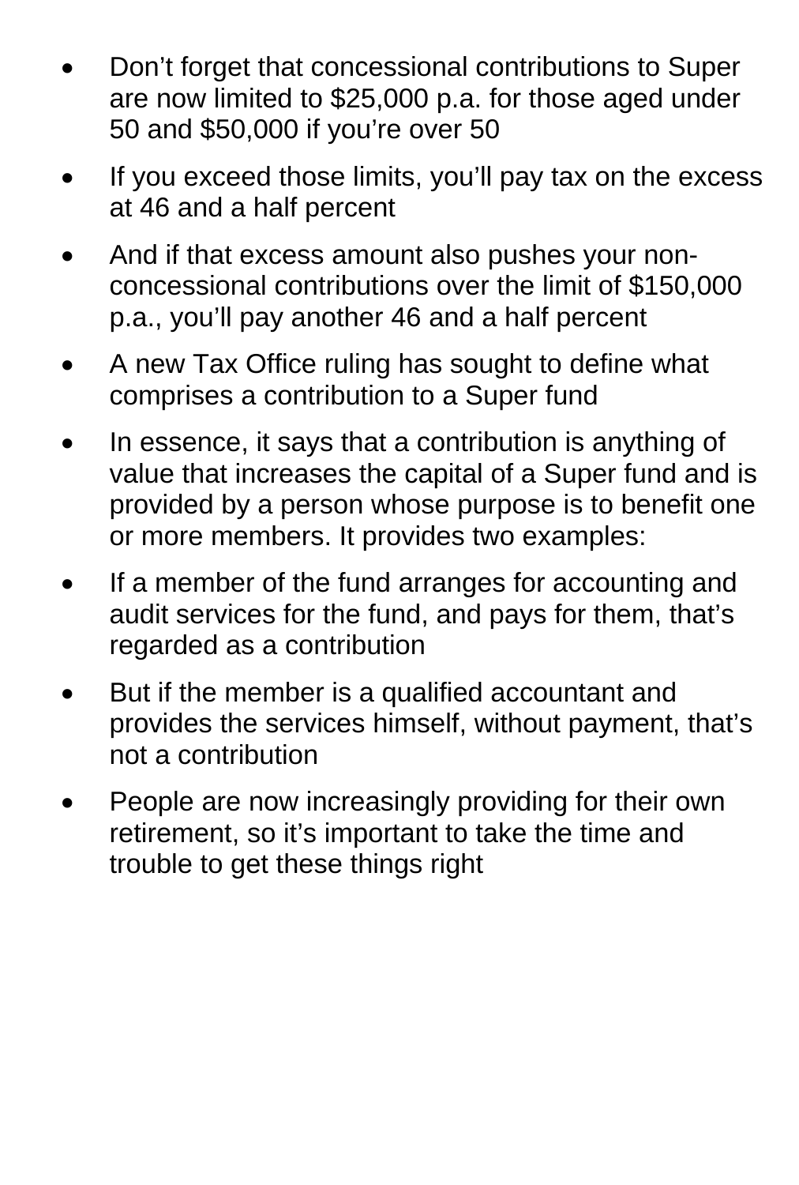- Don't forget that concessional contributions to Super are now limited to $25,000 p.a. for those aged under 50 and $50,000 if you're over 50
- If you exceed those limits, you'll pay tax on the excess at 46 and a half percent
- And if that excess amount also pushes your non-concessional contributions over the limit of $150,000 p.a., you'll pay another 46 and a half percent
- A new Tax Office ruling has sought to define what comprises a contribution to a Super fund
- In essence, it says that a contribution is anything of value that increases the capital of a Super fund and is provided by a person whose purpose is to benefit one or more members. It provides two examples:
- If a member of the fund arranges for accounting and audit services for the fund, and pays for them, that's regarded as a contribution
- But if the member is a qualified accountant and provides the services himself, without payment, that's not a contribution
- People are now increasingly providing for their own retirement, so it's important to take the time and trouble to get these things right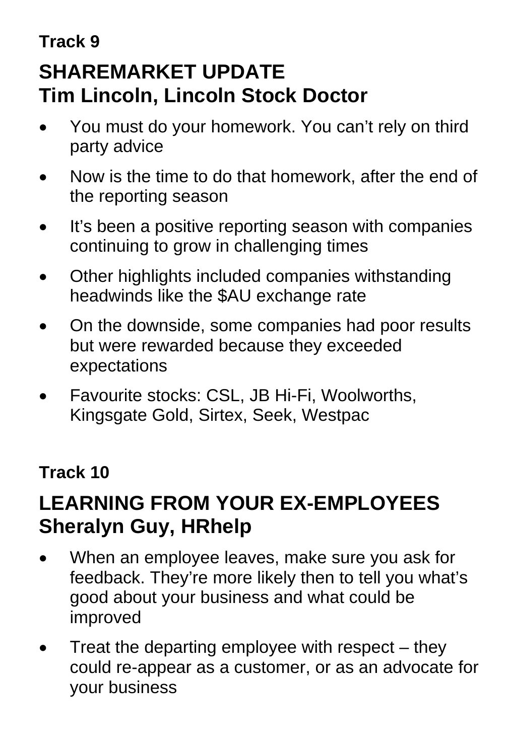**Track 9**

## SHAREMARKET UPDATE
## Tim Lincoln, Lincoln Stock Doctor

- You must do your homework. You can't rely on third party advice
- Now is the time to do that homework, after the end of the reporting season
- It's been a positive reporting season with companies continuing to grow in challenging times
- Other highlights included companies withstanding headwinds like the $AU exchange rate
- On the downside, some companies had poor results but were rewarded because they exceeded expectations
- Favourite stocks: CSL, JB Hi-Fi, Woolworths, Kingsgate Gold, Sirtex, Seek, Westpac

**Track 10**

## LEARNING FROM YOUR EX-EMPLOYEES
## Sheralyn Guy, HRhelp

- When an employee leaves, make sure you ask for feedback. They're more likely then to tell you what's good about your business and what could be improved
- Treat the departing employee with respect – they could re-appear as a customer, or as an advocate for your business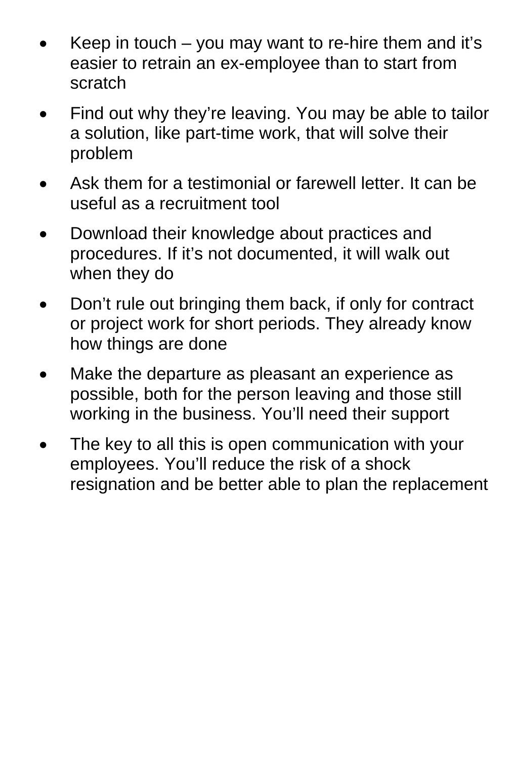- Keep in touch – you may want to re-hire them and it's easier to retrain an ex-employee than to start from scratch
- Find out why they're leaving. You may be able to tailor a solution, like part-time work, that will solve their problem
- Ask them for a testimonial or farewell letter. It can be useful as a recruitment tool
- Download their knowledge about practices and procedures. If it's not documented, it will walk out when they do
- Don't rule out bringing them back, if only for contract or project work for short periods. They already know how things are done
- Make the departure as pleasant an experience as possible, both for the person leaving and those still working in the business. You'll need their support
- The key to all this is open communication with your employees. You'll reduce the risk of a shock resignation and be better able to plan the replacement